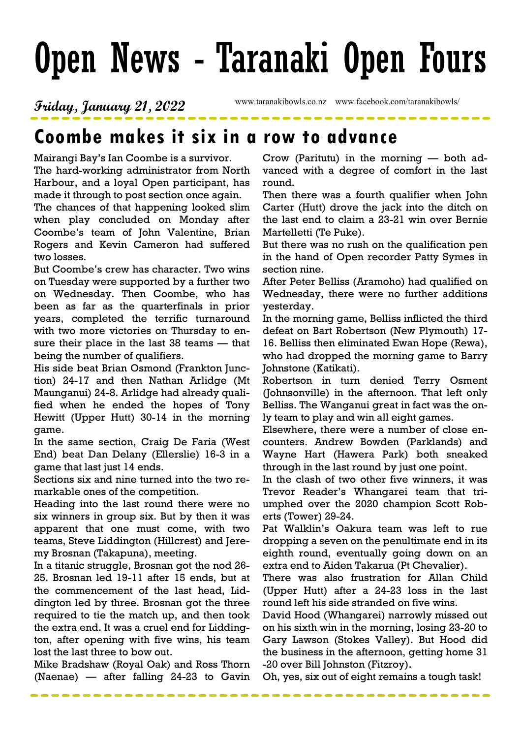# Open News - Taranaki Open Fours

*Friday, January 21, 2022*

www.taranakibowls.co.nz www.facebook.com/taranakibowls/

## Coombe makes it six in a row to advance

Mairangi Bay's Ian Coombe is a survivor.

The hard-working administrator from North Harbour, and a loyal Open participant, has made it through to post section once again.

The chances of that happening looked slim when play concluded on Monday after Coombe's team of John Valentine, Brian Rogers and Kevin Cameron had suffered two losses.

But Coombe's crew has character. Two wins on Tuesday were supported by a further two on Wednesday. Then Coombe, who has been as far as the quarterfinals in prior years, completed the terrific turnaround with two more victories on Thursday to ensure their place in the last 38 teams — that being the number of qualifiers.

His side beat Brian Osmond (Frankton Junction) 24-17 and then Nathan Arlidge (Mt Maunganui) 24-8. Arlidge had already qualified when he ended the hopes of Tony Hewitt (Upper Hutt) 30-14 in the morning game.

In the same section, Craig De Faria (West End) beat Dan Delany (Ellerslie) 16-3 in a game that last just 14 ends.

Sections six and nine turned into the two remarkable ones of the competition.

Heading into the last round there were no six winners in group six. But by then it was apparent that one must come, with two teams, Steve Liddington (Hillcrest) and Jeremy Brosnan (Takapuna), meeting.

In a titanic struggle, Brosnan got the nod 26-25. Brosnan led 19-11 after 15 ends, but at the commencement of the last head, Liddington led by three. Brosnan got the three required to tie the match up, and then took the extra end. It was a cruel end for Liddington, after opening with five wins, his team lost the last three to bow out.

Mike Bradshaw (Royal Oak) and Ross Thorn (Naenae) — after falling 24-23 to Gavin Crow (Paritutu) in the morning — both advanced with a degree of comfort in the last round.

Then there was a fourth qualifier when John Carter (Hutt) drove the jack into the ditch on the last end to claim a 23-21 win over Bernie Martelletti (Te Puke).

But there was no rush on the qualification pen in the hand of Open recorder Patty Symes in section nine.

After Peter Belliss (Aramoho) had qualified on Wednesday, there were no further additions yesterday.

In the morning game, Belliss inflicted the third defeat on Bart Robertson (New Plymouth) 17-16. Belliss then eliminated Ewan Hope (Rewa), who had dropped the morning game to Barry Johnstone (Katikati).

Robertson in turn denied Terry Osment (Johnsonville) in the afternoon. That left only Belliss. The Wanganui great in fact was the only team to play and win all eight games.

Elsewhere, there were a number of close encounters. Andrew Bowden (Parklands) and Wayne Hart (Hawera Park) both sneaked through in the last round by just one point.

In the clash of two other five winners, it was Trevor Reader's Whangarei team that triumphed over the 2020 champion Scott Roberts (Tower) 29-24.

Pat Walklin's Oakura team was left to rue dropping a seven on the penultimate end in its eighth round, eventually going down on an extra end to Aiden Takarua (Pt Chevalier).

There was also frustration for Allan Child (Upper Hutt) after a 24-23 loss in the last round left his side stranded on five wins.

David Hood (Whangarei) narrowly missed out on his sixth win in the morning, losing 23-20 to Gary Lawson (Stokes Valley). But Hood did the business in the afternoon, getting home 31-20 over Bill Johnston (Fitzroy).

Oh, yes, six out of eight remains a tough task!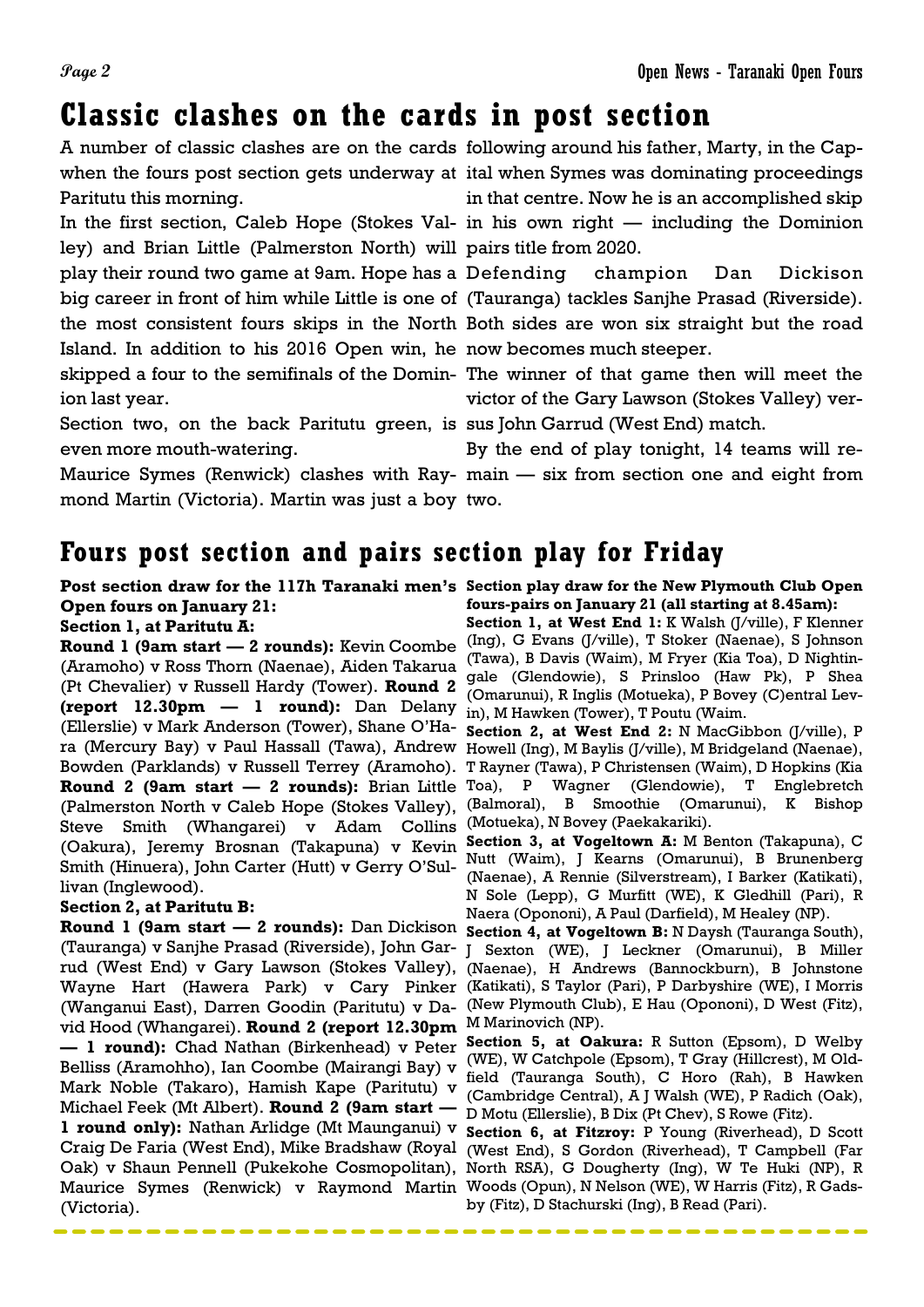# Classic clashes on the cards in post section

A number of classic clashes are on the cards when the fours post section gets underway at Paritutu this morning.

In the first section, Caleb Hope (Stokes Valley) and Brian Little (Palmerston North) will play their round two game at 9am. Hope has a big career in front of him while Little is one of the most consistent fours skips in the North Island. In addition to his 2016 Open win, he skipped a four to the semifinals of the Dominion last year.

Section two, on the back Paritutu green, is even more mouth-watering.

Maurice Symes (Renwick) clashes with Raymond Martin (Victoria). Martin was just a boy following around his father, Marty, in the Capital when Symes was dominating proceedings in that centre. Now he is an accomplished skip in his own right — including the Dominion pairs title from 2020.

Defending champion Dan Dickison (Tauranga) tackles Sanjhe Prasad (Riverside). Both sides are won six straight but the road now becomes much steeper.

The winner of that game then will meet the victor of the Gary Lawson (Stokes Valley) versus John Garrud (West End) match.

By the end of play tonight, 14 teams will remain — six from section one and eight from two.

# Fours post section and pairs section play for Friday

**Post section draw for the 117h Taranaki men's Open fours on January 21:**

**Section 1, at Paritutu A:**

**Round 1 (9am start — 2 rounds):** Kevin Coombe (Aramoho) v Ross Thorn (Naenae), Aiden Takarua (Pt Chevalier) v Russell Hardy (Tower). **Round 2 (report 12.30pm — 1 round):** Dan Delany (Ellerslie) v Mark Anderson (Tower), Shane O'Hara (Mercury Bay) v Paul Hassall (Tawa), Andrew Bowden (Parklands) v Russell Terrey (Aramoho). **Round 2 (9am start — 2 rounds):** Brian Little (Palmerston North v Caleb Hope (Stokes Valley), Steve Smith (Whangarei) v Adam Collins (Oakura), Jeremy Brosnan (Takapuna) v Kevin Smith (Hinuera), John Carter (Hutt) v Gerry O'Sullivan (Inglewood).

**Section 2, at Paritutu B:**

**Round 1 (9am start — 2 rounds):** Dan Dickison (Tauranga) v Sanjhe Prasad (Riverside), John Garrud (West End) v Gary Lawson (Stokes Valley), Wayne Hart (Hawera Park) v Cary Pinker (Wanganui East), Darren Goodin (Paritutu) v David Hood (Whangarei). **Round 2 (report 12.30pm — 1 round):** Chad Nathan (Birkenhead) v Peter Belliss (Aramohho), Ian Coombe (Mairangi Bay) v Mark Noble (Takaro), Hamish Kape (Paritutu) v Michael Feek (Mt Albert). **Round 2 (9am start — 1 round only):** Nathan Arlidge (Mt Maunganui) v Craig De Faria (West End), Mike Bradshaw (Royal Oak) v Shaun Pennell (Pukekohe Cosmopolitan), Maurice Symes (Renwick) v Raymond Martin (Victoria).

**Section play draw for the New Plymouth Club Open fours-pairs on January 21 (all starting at 8.45am):**

**Section 1, at West End 1:** K Walsh (J/ville), F Klenner (Ing), G Evans (J/ville), T Stoker (Naenae), S Johnson (Tawa), B Davis (Waim), M Fryer (Kia Toa), D Nightingale (Glendowie), S Prinsloo (Haw Pk), P Shea (Omarunui), R Inglis (Motueka), P Bovey (C)entral Levin), M Hawken (Tower), T Poutu (Waim.

**Section 2, at West End 2:** N MacGibbon (J/ville), P Howell (Ing), M Baylis (J/ville), M Bridgeland (Naenae), T Rayner (Tawa), P Christensen (Waim), D Hopkins (Kia Toa), P Wagner (Glendowie), T Englebretch (Balmoral), B Smoothie (Omarunui), K Bishop (Motueka), N Bovey (Paekakariki).

**Section 3, at Vogeltown A:** M Benton (Takapuna), C Nutt (Waim), J Kearns (Omarunui), B Brunenberg (Naenae), A Rennie (Silverstream), I Barker (Katikati), N Sole (Lepp), G Murfitt (WE), K Gledhill (Pari), R Naera (Opononi), A Paul (Darfield), M Healey (NP).

**Section 4, at Vogeltown B:** N Daysh (Tauranga South), J Sexton (WE), J Leckner (Omarunui), B Miller (Naenae), H Andrews (Bannockburn), B Johnstone (Katikati), S Taylor (Pari), P Darbyshire (WE), I Morris (New Plymouth Club), E Hau (Opononi), D West (Fitz), M Marinovich (NP).

**Section 5, at Oakura:** R Sutton (Epsom), D Welby (WE), W Catchpole (Epsom), T Gray (Hillcrest), M Oldfield (Tauranga South), C Horo (Rah), B Hawken (Cambridge Central), A J Walsh (WE), P Radich (Oak), D Motu (Ellerslie), B Dix (Pt Chev), S Rowe (Fitz).

**Section 6, at Fitzroy:** P Young (Riverhead), D Scott (West End), S Gordon (Riverhead), T Campbell (Far North RSA), G Dougherty (Ing), W Te Huki (NP), R Woods (Opun), N Nelson (WE), W Harris (Fitz), R Gadsby (Fitz), D Stachurski (Ing), B Read (Pari).